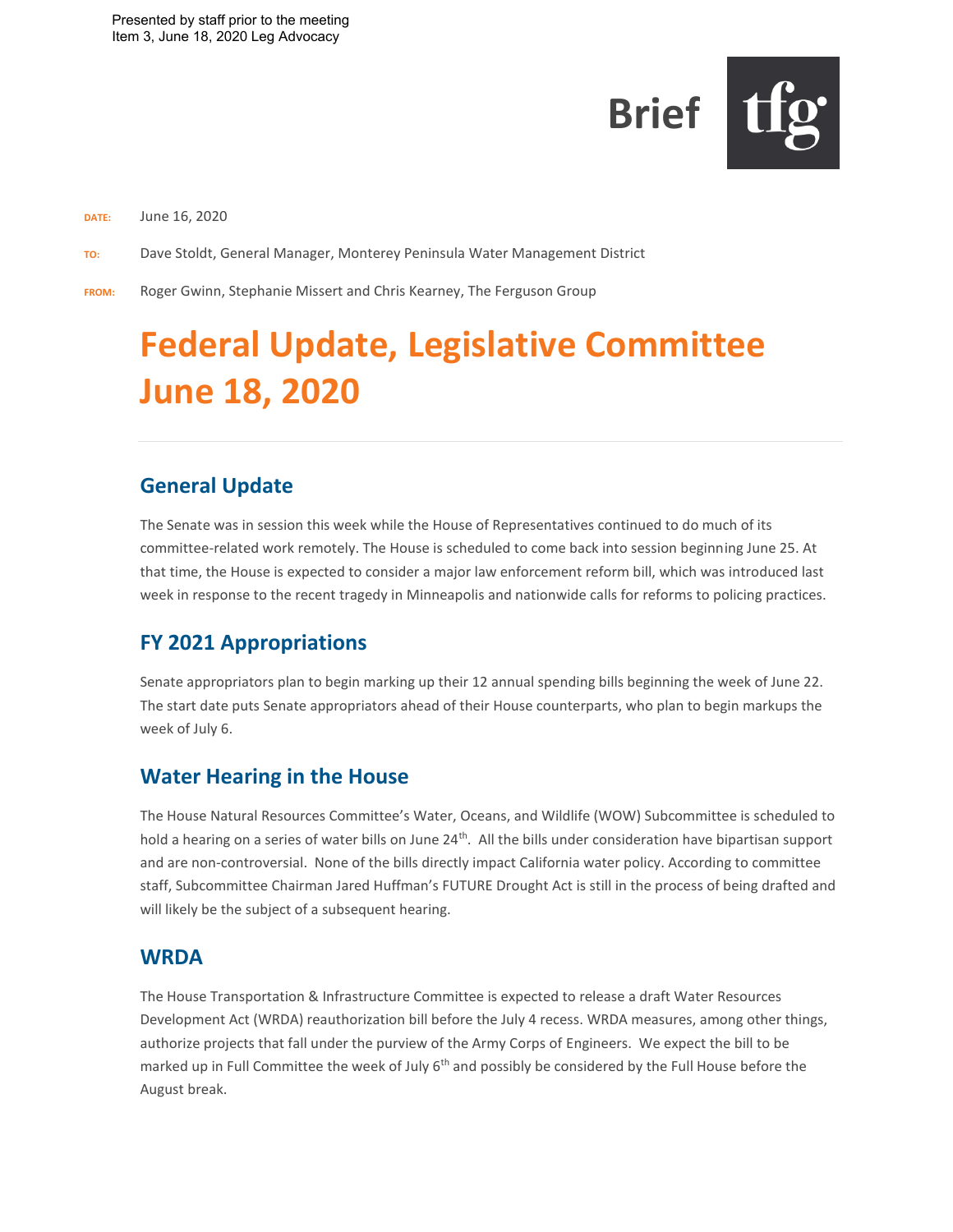Presented by staff prior to the meeting
Item 3, June 18, 2020 Leg Advocacy

Brief tfg

**DATE:** June 16, 2020

**TO:** Dave Stoldt, General Manager, Monterey Peninsula Water Management District

**FROM:** Roger Gwinn, Stephanie Missert and Chris Kearney, The Ferguson Group

# Federal Update, Legislative Committee June 18, 2020

## General Update

The Senate was in session this week while the House of Representatives continued to do much of its committee-related work remotely. The House is scheduled to come back into session beginning June 25. At that time, the House is expected to consider a major law enforcement reform bill, which was introduced last week in response to the recent tragedy in Minneapolis and nationwide calls for reforms to policing practices.

## FY 2021 Appropriations

Senate appropriators plan to begin marking up their 12 annual spending bills beginning the week of June 22. The start date puts Senate appropriators ahead of their House counterparts, who plan to begin markups the week of July 6.

## Water Hearing in the House

The House Natural Resources Committee's Water, Oceans, and Wildlife (WOW) Subcommittee is scheduled to hold a hearing on a series of water bills on June 24th. All the bills under consideration have bipartisan support and are non-controversial. None of the bills directly impact California water policy. According to committee staff, Subcommittee Chairman Jared Huffman's FUTURE Drought Act is still in the process of being drafted and will likely be the subject of a subsequent hearing.

## WRDA

The House Transportation & Infrastructure Committee is expected to release a draft Water Resources Development Act (WRDA) reauthorization bill before the July 4 recess. WRDA measures, among other things, authorize projects that fall under the purview of the Army Corps of Engineers. We expect the bill to be marked up in Full Committee the week of July 6th and possibly be considered by the Full House before the August break.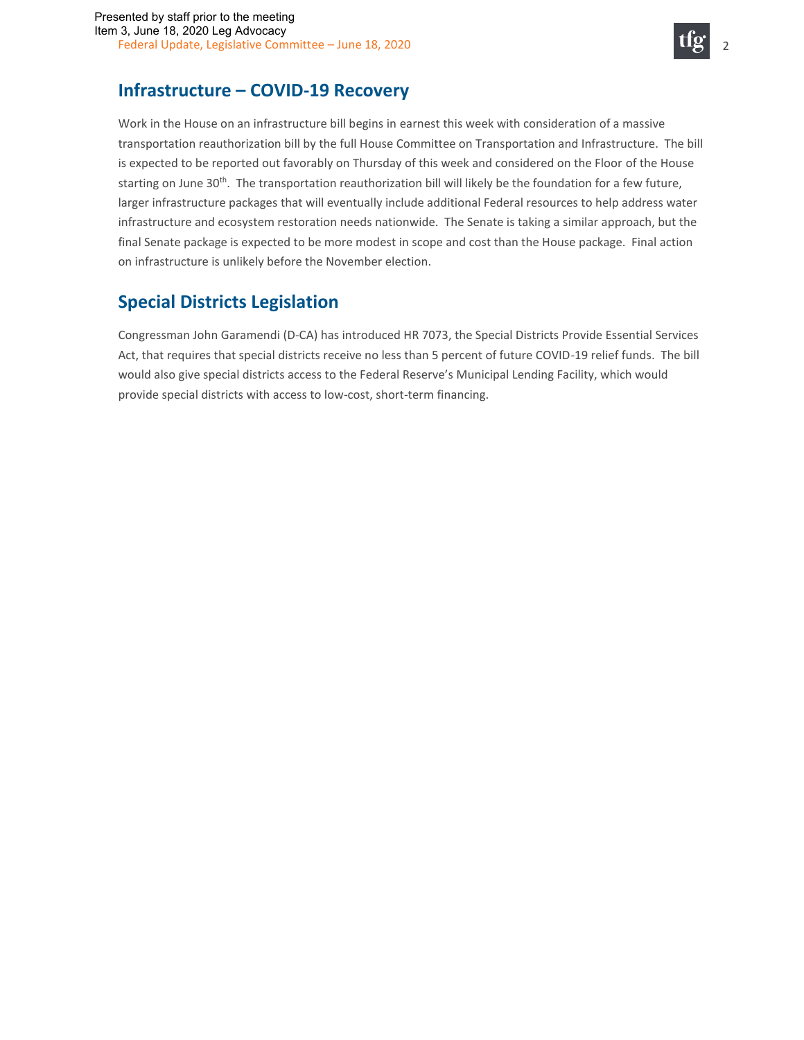## Infrastructure – COVID-19 Recovery

Work in the House on an infrastructure bill begins in earnest this week with consideration of a massive transportation reauthorization bill by the full House Committee on Transportation and Infrastructure. The bill is expected to be reported out favorably on Thursday of this week and considered on the Floor of the House starting on June 30th. The transportation reauthorization bill will likely be the foundation for a few future, larger infrastructure packages that will eventually include additional Federal resources to help address water infrastructure and ecosystem restoration needs nationwide. The Senate is taking a similar approach, but the final Senate package is expected to be more modest in scope and cost than the House package. Final action on infrastructure is unlikely before the November election.

## Special Districts Legislation

Congressman John Garamendi (D-CA) has introduced HR 7073, the Special Districts Provide Essential Services Act, that requires that special districts receive no less than 5 percent of future COVID-19 relief funds. The bill would also give special districts access to the Federal Reserve's Municipal Lending Facility, which would provide special districts with access to low-cost, short-term financing.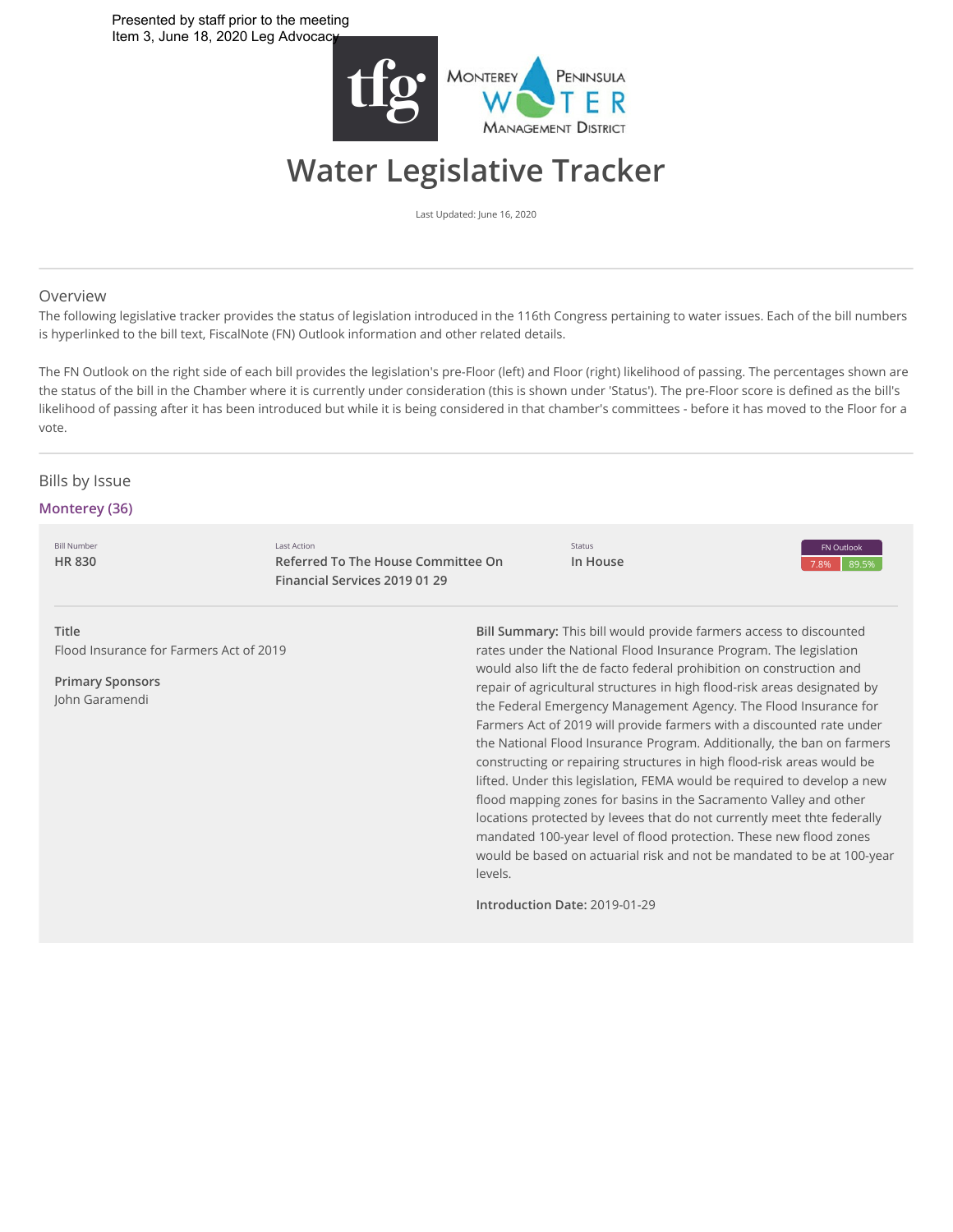Presented by staff prior to the meeting
Item 3, June 18, 2020 Leg Advocacy

# Water Legislative Tracker

Last Updated: June 16, 2020

## Overview

The following legislative tracker provides the status of legislation introduced in the 116th Congress pertaining to water issues. Each of the bill numbers is hyperlinked to the bill text, FiscalNote (FN) Outlook information and other related details.

The FN Outlook on the right side of each bill provides the legislation's pre-Floor (left) and Floor (right) likelihood of passing. The percentages shown are the status of the bill in the Chamber where it is currently under consideration (this is shown under 'Status'). The pre-Floor score is defined as the bill's likelihood of passing after it has been introduced but while it is being considered in that chamber's committees - before it has moved to the Floor for a vote.

## Bills by Issue

### Monterey (36)

| Bill Number | Last Action | Status | FN Outlook |
| --- | --- | --- | --- |
| **HR 830** | Referred To The House Committee On Financial Services 2019 01 29 | In House | 7.8% / 89.5% |

**Title**
Flood Insurance for Farmers Act of 2019

**Primary Sponsors**
John Garamendi

**Bill Summary:** This bill would provide farmers access to discounted rates under the National Flood Insurance Program. The legislation would also lift the de facto federal prohibition on construction and repair of agricultural structures in high flood-risk areas designated by the Federal Emergency Management Agency. The Flood Insurance for Farmers Act of 2019 will provide farmers with a discounted rate under the National Flood Insurance Program. Additionally, the ban on farmers constructing or repairing structures in high flood-risk areas would be lifted. Under this legislation, FEMA would be required to develop a new flood mapping zones for basins in the Sacramento Valley and other locations protected by levees that do not currently meet thte federally mandated 100-year level of flood protection. These new flood zones would be based on actuarial risk and not be mandated to be at 100-year levels.

**Introduction Date:** 2019-01-29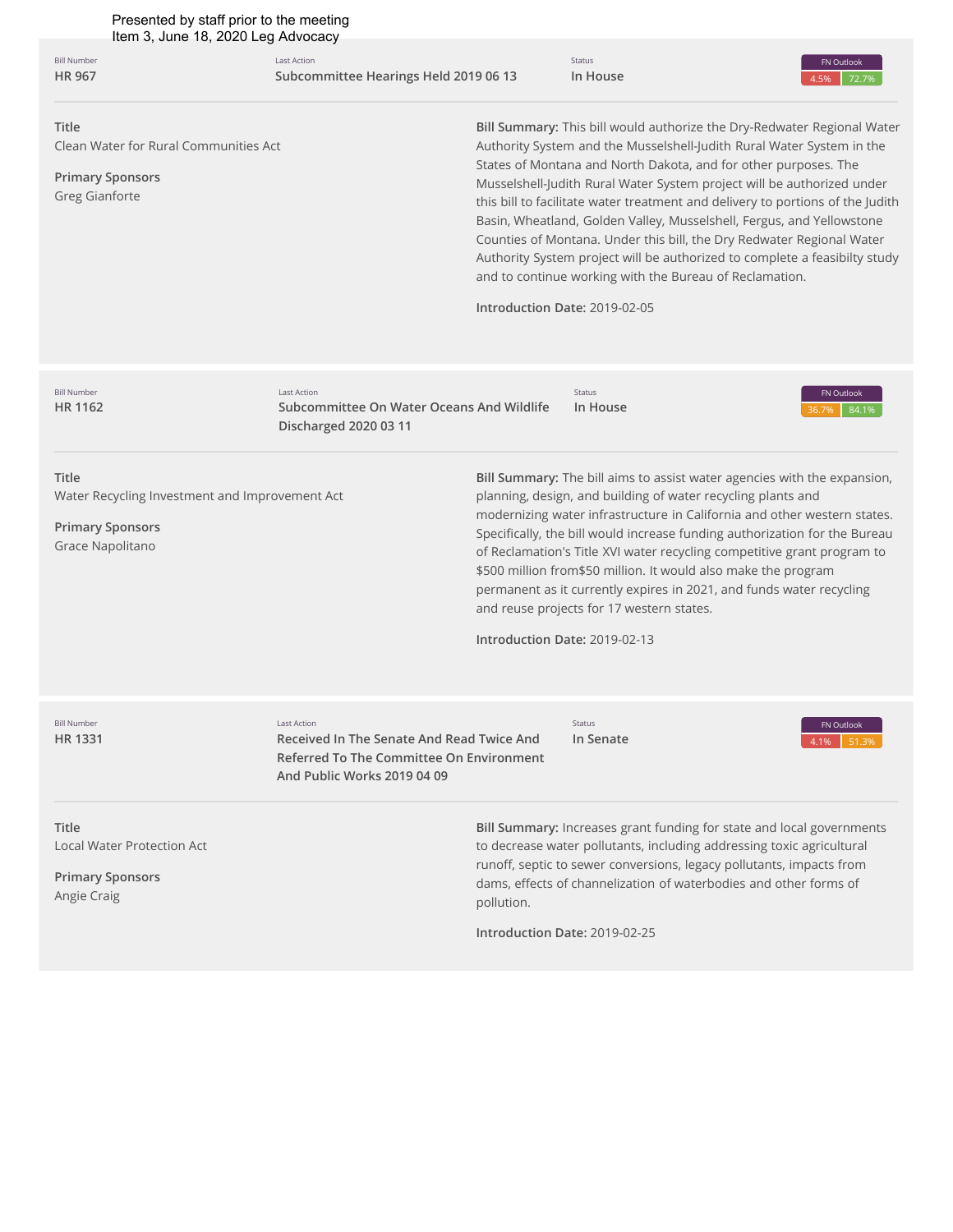Presented by staff prior to the meeting
Item 3, June 18, 2020 Leg Advocacy

| Bill Number | Last Action | Status | FN Outlook |
| --- | --- | --- | --- |
| **HR 967** | **Subcommittee Hearings Held 2019 06 13** | **In House** | 4.5% 72.7% |

**Title**
Clean Water for Rural Communities Act

**Primary Sponsors**
Greg Gianforte

**Bill Summary:** This bill would authorize the Dry-Redwater Regional Water Authority System and the Musselshell-Judith Rural Water System in the States of Montana and North Dakota, and for other purposes. The Musselshell-Judith Rural Water System project will be authorized under this bill to facilitate water treatment and delivery to portions of the Judith Basin, Wheatland, Golden Valley, Musselshell, Fergus, and Yellowstone Counties of Montana. Under this bill, the Dry Redwater Regional Water Authority System project will be authorized to complete a feasibilty study and to continue working with the Bureau of Reclamation.

**Introduction Date:** 2019-02-05

| Bill Number | Last Action | Status | FN Outlook |
| --- | --- | --- | --- |
| **HR 1162** | **Subcommittee On Water Oceans And Wildlife Discharged 2020 03 11** | **In House** | 36.7% 84.1% |

**Title**
Water Recycling Investment and Improvement Act

**Primary Sponsors**
Grace Napolitano

**Bill Summary:** The bill aims to assist water agencies with the expansion, planning, design, and building of water recycling plants and modernizing water infrastructure in California and other western states. Specifically, the bill would increase funding authorization for the Bureau of Reclamation's Title XVI water recycling competitive grant program to $500 million from$50 million. It would also make the program permanent as it currently expires in 2021, and funds water recycling and reuse projects for 17 western states.

**Introduction Date:** 2019-02-13

| Bill Number | Last Action | Status | FN Outlook |
| --- | --- | --- | --- |
| **HR 1331** | **Received In The Senate And Read Twice And Referred To The Committee On Environment And Public Works 2019 04 09** | **In Senate** | 4.1% 51.3% |

**Title**
Local Water Protection Act

**Primary Sponsors**
Angie Craig

**Bill Summary:** Increases grant funding for state and local governments to decrease water pollutants, including addressing toxic agricultural runoff, septic to sewer conversions, legacy pollutants, impacts from dams, effects of channelization of waterbodies and other forms of pollution.

**Introduction Date:** 2019-02-25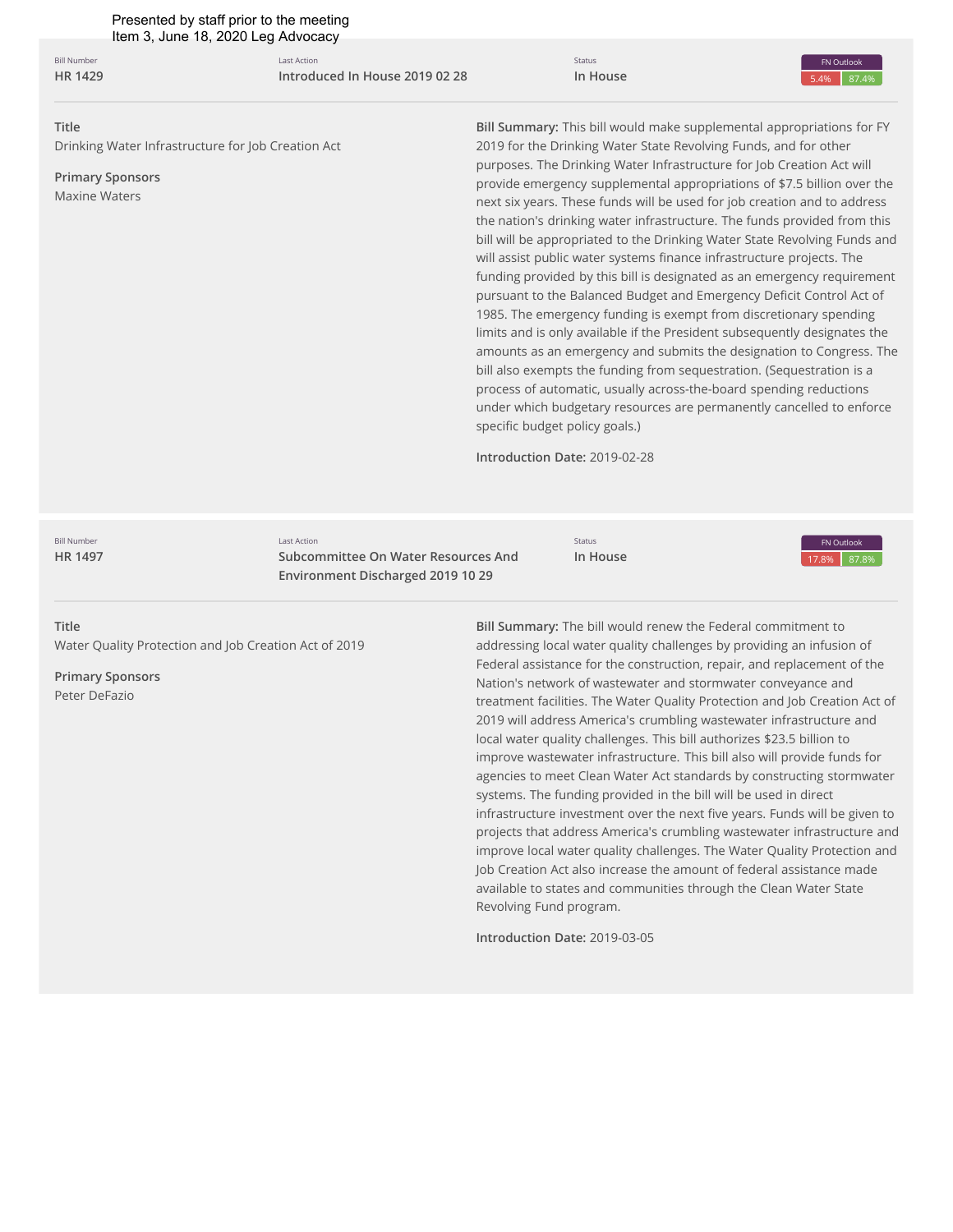Presented by staff prior to the meeting
Item 3, June 18, 2020 Leg Advocacy

| Bill Number | Last Action | Status | FN Outlook |
| --- | --- | --- | --- |
| **HR 1429** | **Introduced In House 2019 02 28** | **In House** | 5.4% 87.4% |

**Title**
Drinking Water Infrastructure for Job Creation Act

**Primary Sponsors**
Maxine Waters

**Bill Summary:** This bill would make supplemental appropriations for FY 2019 for the Drinking Water State Revolving Funds, and for other purposes. The Drinking Water Infrastructure for Job Creation Act will provide emergency supplemental appropriations of $7.5 billion over the next six years. These funds will be used for job creation and to address the nation's drinking water infrastructure. The funds provided from this bill will be appropriated to the Drinking Water State Revolving Funds and will assist public water systems finance infrastructure projects. The funding provided by this bill is designated as an emergency requirement pursuant to the Balanced Budget and Emergency Deficit Control Act of 1985. The emergency funding is exempt from discretionary spending limits and is only available if the President subsequently designates the amounts as an emergency and submits the designation to Congress. The bill also exempts the funding from sequestration. (Sequestration is a process of automatic, usually across-the-board spending reductions under which budgetary resources are permanently cancelled to enforce specific budget policy goals.)

**Introduction Date:** 2019-02-28

| Bill Number | Last Action | Status | FN Outlook |
| --- | --- | --- | --- |
| **HR 1497** | **Subcommittee On Water Resources And Environment Discharged 2019 10 29** | **In House** | 17.8% 87.8% |

**Title**
Water Quality Protection and Job Creation Act of 2019

**Primary Sponsors**
Peter DeFazio

**Bill Summary:** The bill would renew the Federal commitment to addressing local water quality challenges by providing an infusion of Federal assistance for the construction, repair, and replacement of the Nation's network of wastewater and stormwater conveyance and treatment facilities. The Water Quality Protection and Job Creation Act of 2019 will address America's crumbling wastewater infrastructure and local water quality challenges. This bill authorizes $23.5 billion to improve wastewater infrastructure. This bill also will provide funds for agencies to meet Clean Water Act standards by constructing stormwater systems. The funding provided in the bill will be used in direct infrastructure investment over the next five years. Funds will be given to projects that address America's crumbling wastewater infrastructure and improve local water quality challenges. The Water Quality Protection and Job Creation Act also increase the amount of federal assistance made available to states and communities through the Clean Water State Revolving Fund program.

**Introduction Date:** 2019-03-05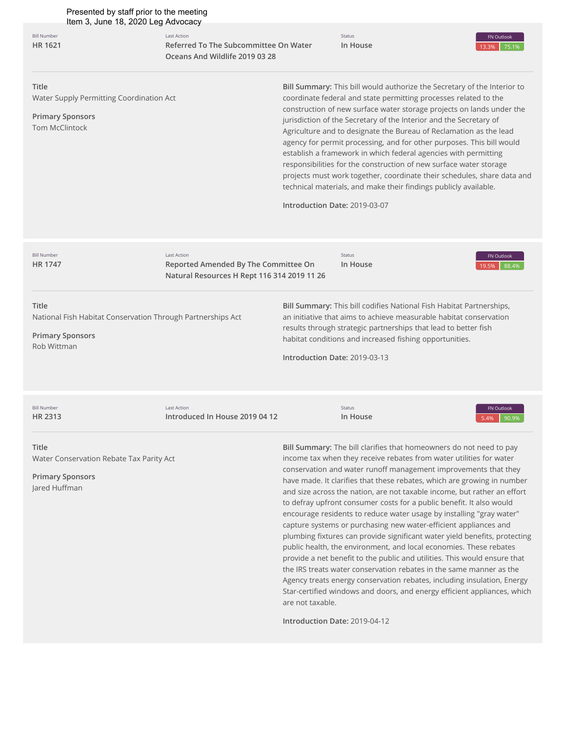Presented by staff prior to the meeting
Item 3, June 18, 2020 Leg Advocacy

| Bill Number | Last Action | Status | FN Outlook |
| --- | --- | --- | --- |
| HR 1621 | Referred To The Subcommittee On Water Oceans And Wildlife 2019 03 28 | In House | 13.3% 75.1% |

**Title**
Water Supply Permitting Coordination Act

**Primary Sponsors**
Tom McClintock

**Bill Summary:** This bill would authorize the Secretary of the Interior to coordinate federal and state permitting processes related to the construction of new surface water storage projects on lands under the jurisdiction of the Secretary of the Interior and the Secretary of Agriculture and to designate the Bureau of Reclamation as the lead agency for permit processing, and for other purposes. This bill would establish a framework in which federal agencies with permitting responsibilities for the construction of new surface water storage projects must work together, coordinate their schedules, share data and technical materials, and make their findings publicly available.

**Introduction Date:** 2019-03-07

| Bill Number | Last Action | Status | FN Outlook |
| --- | --- | --- | --- |
| HR 1747 | Reported Amended By The Committee On Natural Resources H Rept 116 314 2019 11 26 | In House | 19.5% 88.4% |

**Title**
National Fish Habitat Conservation Through Partnerships Act

**Primary Sponsors**
Rob Wittman

**Bill Summary:** This bill codifies National Fish Habitat Partnerships, an initiative that aims to achieve measurable habitat conservation results through strategic partnerships that lead to better fish habitat conditions and increased fishing opportunities.

**Introduction Date:** 2019-03-13

| Bill Number | Last Action | Status | FN Outlook |
| --- | --- | --- | --- |
| HR 2313 | Introduced In House 2019 04 12 | In House | 5.4% 90.9% |

**Title**
Water Conservation Rebate Tax Parity Act

**Primary Sponsors**
Jared Huffman

**Bill Summary:** The bill clarifies that homeowners do not need to pay income tax when they receive rebates from water utilities for water conservation and water runoff management improvements that they have made. It clarifies that these rebates, which are growing in number and size across the nation, are not taxable income, but rather an effort to defray upfront consumer costs for a public benefit. It also would encourage residents to reduce water usage by installing "gray water" capture systems or purchasing new water-efficient appliances and plumbing fixtures can provide significant water yield benefits, protecting public health, the environment, and local economies. These rebates provide a net benefit to the public and utilities. This would ensure that the IRS treats water conservation rebates in the same manner as the Agency treats energy conservation rebates, including insulation, Energy Star-certified windows and doors, and energy efficient appliances, which are not taxable.

**Introduction Date:** 2019-04-12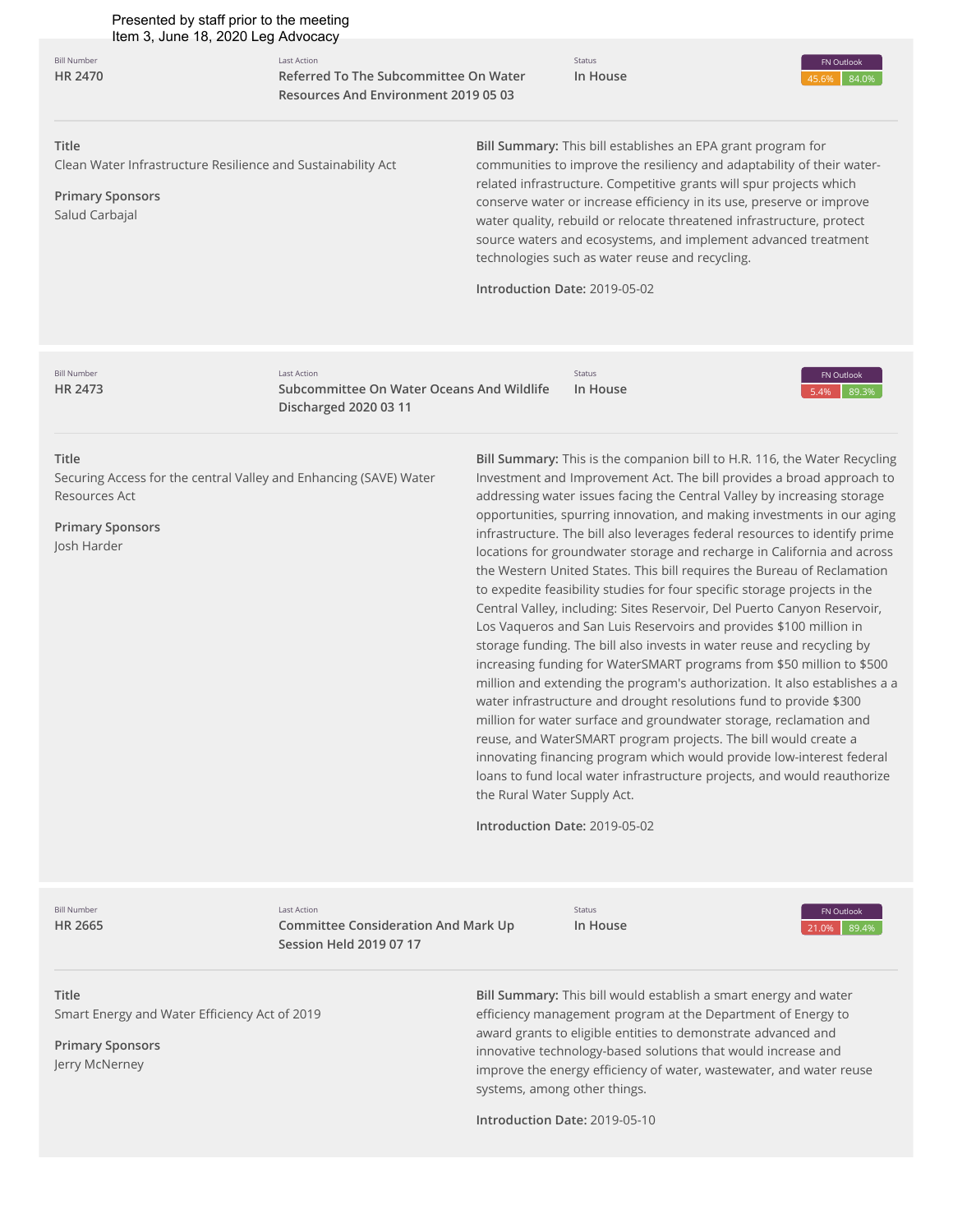Presented by staff prior to the meeting
Item 3, June 18, 2020 Leg Advocacy

| Bill Number | Last Action | Status | FN Outlook |
|---|---|---|---|
| HR 2470 | Referred To The Subcommittee On Water Resources And Environment 2019 05 03 | In House | 45.6% 84.0% |

**Title**
Clean Water Infrastructure Resilience and Sustainability Act

**Primary Sponsors**
Salud Carbajal

**Bill Summary:** This bill establishes an EPA grant program for communities to improve the resiliency and adaptability of their water-related infrastructure. Competitive grants will spur projects which conserve water or increase efficiency in its use, preserve or improve water quality, rebuild or relocate threatened infrastructure, protect source waters and ecosystems, and implement advanced treatment technologies such as water reuse and recycling.

**Introduction Date:** 2019-05-02

| Bill Number | Last Action | Status | FN Outlook |
|---|---|---|---|
| HR 2473 | Subcommittee On Water Oceans And Wildlife Discharged 2020 03 11 | In House | 5.4% 89.3% |

**Title**
Securing Access for the central Valley and Enhancing (SAVE) Water Resources Act

**Primary Sponsors**
Josh Harder

**Bill Summary:** This is the companion bill to H.R. 116, the Water Recycling Investment and Improvement Act. The bill provides a broad approach to addressing water issues facing the Central Valley by increasing storage opportunities, spurring innovation, and making investments in our aging infrastructure. The bill also leverages federal resources to identify prime locations for groundwater storage and recharge in California and across the Western United States. This bill requires the Bureau of Reclamation to expedite feasibility studies for four specific storage projects in the Central Valley, including: Sites Reservoir, Del Puerto Canyon Reservoir, Los Vaqueros and San Luis Reservoirs and provides $100 million in storage funding. The bill also invests in water reuse and recycling by increasing funding for WaterSMART programs from $50 million to $500 million and extending the program's authorization. It also establishes a a water infrastructure and drought resolutions fund to provide $300 million for water surface and groundwater storage, reclamation and reuse, and WaterSMART program projects. The bill would create a innovating financing program which would provide low-interest federal loans to fund local water infrastructure projects, and would reauthorize the Rural Water Supply Act.

**Introduction Date:** 2019-05-02

| Bill Number | Last Action | Status | FN Outlook |
|---|---|---|---|
| HR 2665 | Committee Consideration And Mark Up Session Held 2019 07 17 | In House | 21.0% 89.4% |

**Title**
Smart Energy and Water Efficiency Act of 2019

**Primary Sponsors**
Jerry McNerney

**Bill Summary:** This bill would establish a smart energy and water efficiency management program at the Department of Energy to award grants to eligible entities to demonstrate advanced and innovative technology-based solutions that would increase and improve the energy efficiency of water, wastewater, and water reuse systems, among other things.

**Introduction Date:** 2019-05-10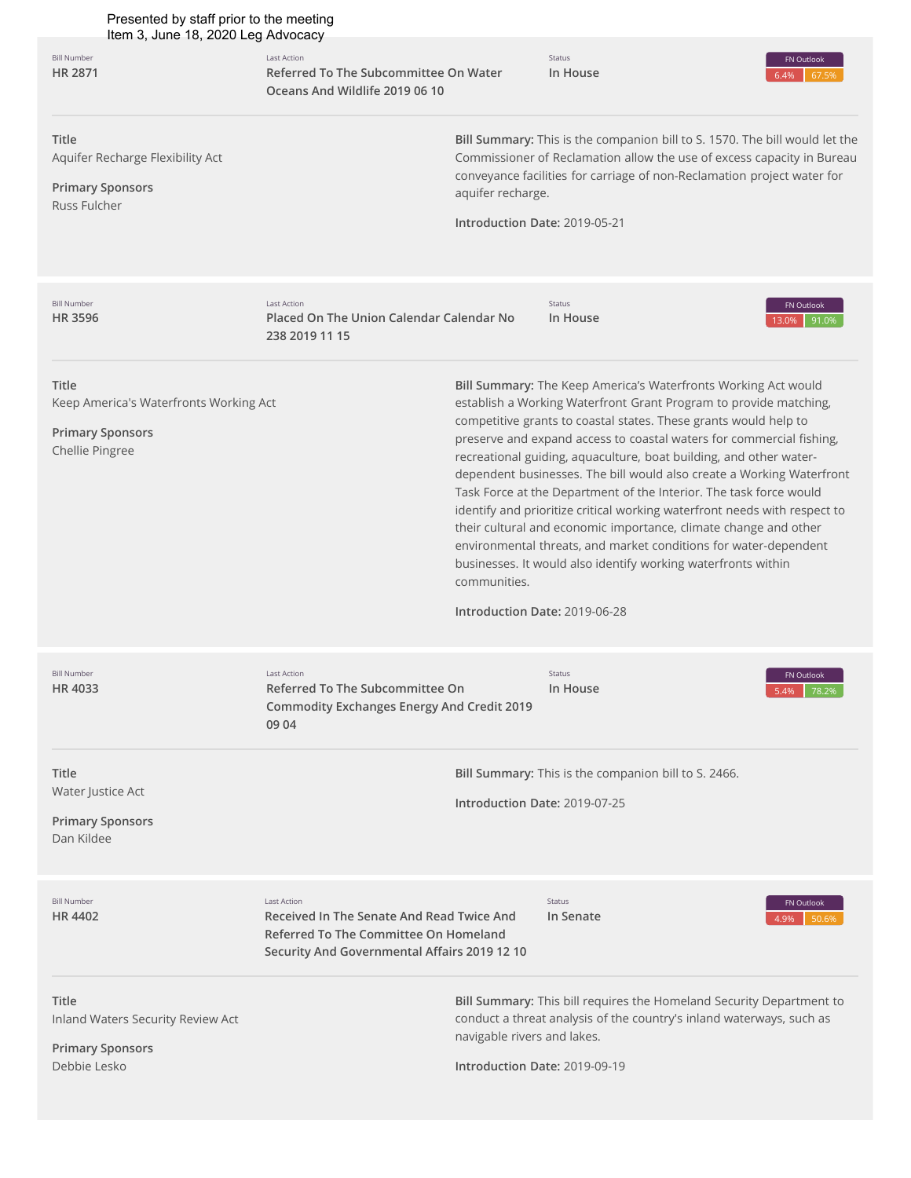Presented by staff prior to the meeting
Item 3, June 18, 2020 Leg Advocacy

| Bill Number | Last Action | Status | FN Outlook |
| --- | --- | --- | --- |
| HR 2871 | Referred To The Subcommittee On Water Oceans And Wildlife 2019 06 10 | In House | 6.4% 67.5% |

**Title**
Aquifer Recharge Flexibility Act

**Primary Sponsors**
Russ Fulcher

**Bill Summary:** This is the companion bill to S. 1570. The bill would let the Commissioner of Reclamation allow the use of excess capacity in Bureau conveyance facilities for carriage of non-Reclamation project water for aquifer recharge.

**Introduction Date:** 2019-05-21

| Bill Number | Last Action | Status | FN Outlook |
| --- | --- | --- | --- |
| HR 3596 | Placed On The Union Calendar Calendar No 238 2019 11 15 | In House | 13.0% 91.0% |

**Title**
Keep America's Waterfronts Working Act

**Primary Sponsors**
Chellie Pingree

**Bill Summary:** The Keep America's Waterfronts Working Act would establish a Working Waterfront Grant Program to provide matching, competitive grants to coastal states. These grants would help to preserve and expand access to coastal waters for commercial fishing, recreational guiding, aquaculture, boat building, and other water-dependent businesses. The bill would also create a Working Waterfront Task Force at the Department of the Interior. The task force would identify and prioritize critical working waterfront needs with respect to their cultural and economic importance, climate change and other environmental threats, and market conditions for water-dependent businesses. It would also identify working waterfronts within communities.

**Introduction Date:** 2019-06-28

| Bill Number | Last Action | Status | FN Outlook |
| --- | --- | --- | --- |
| HR 4033 | Referred To The Subcommittee On Commodity Exchanges Energy And Credit 2019 09 04 | In House | 5.4% 78.2% |

**Title**
Water Justice Act

**Primary Sponsors**
Dan Kildee

**Bill Summary:** This is the companion bill to S. 2466.

**Introduction Date:** 2019-07-25

| Bill Number | Last Action | Status | FN Outlook |
| --- | --- | --- | --- |
| HR 4402 | Received In The Senate And Read Twice And Referred To The Committee On Homeland Security And Governmental Affairs 2019 12 10 | In Senate | 4.9% 50.6% |

**Title**
Inland Waters Security Review Act

**Primary Sponsors**
Debbie Lesko

**Bill Summary:** This bill requires the Homeland Security Department to conduct a threat analysis of the country's inland waterways, such as navigable rivers and lakes.

**Introduction Date:** 2019-09-19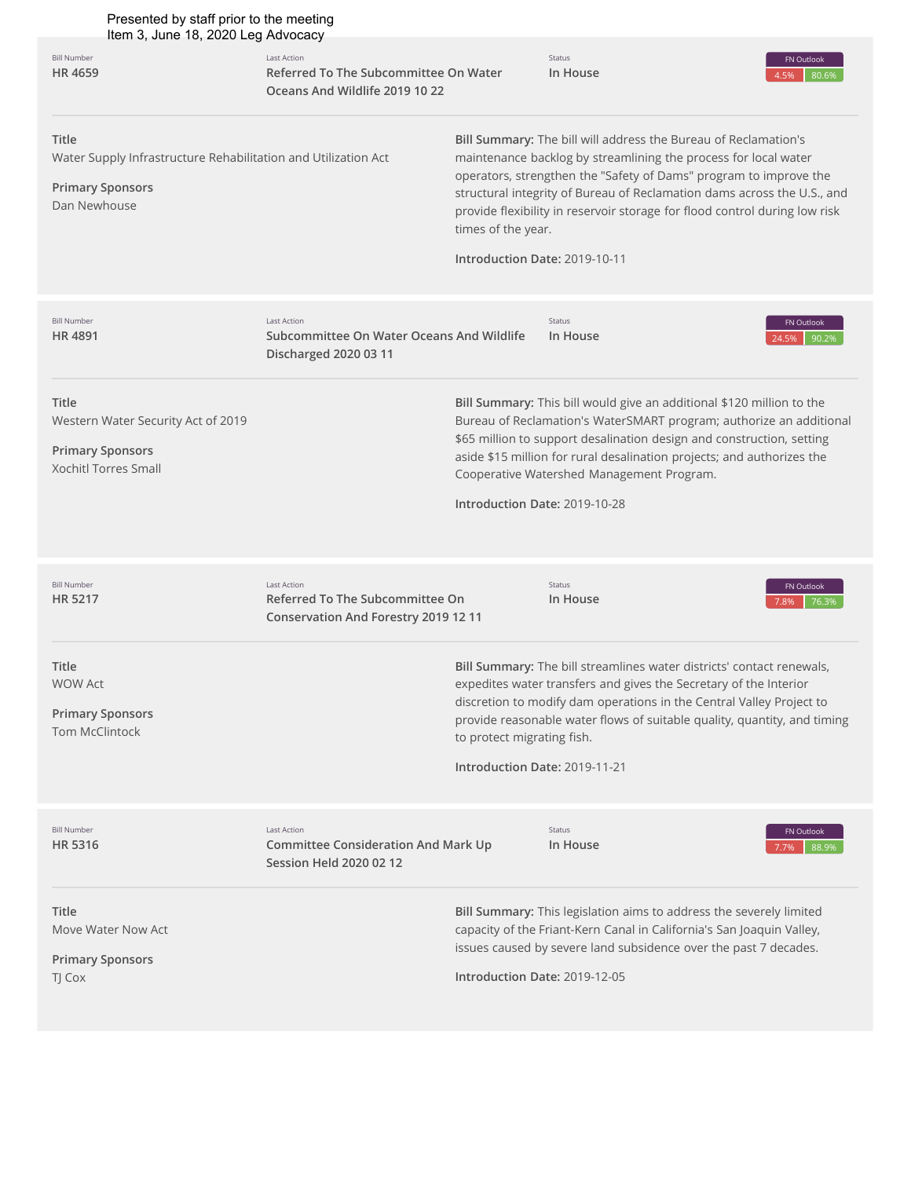Presented by staff prior to the meeting
Item 3, June 18, 2020 Leg Advocacy

| Bill Number | Last Action | Status | FN Outlook |
|---|---|---|---|
| HR 4659 | Referred To The Subcommittee On Water Oceans And Wildlife 2019 10 22 | In House | 4.5% / 80.6% |

**Title**
Water Supply Infrastructure Rehabilitation and Utilization Act

**Primary Sponsors**
Dan Newhouse

**Bill Summary:** The bill will address the Bureau of Reclamation's maintenance backlog by streamlining the process for local water operators, strengthen the "Safety of Dams" program to improve the structural integrity of Bureau of Reclamation dams across the U.S., and provide flexibility in reservoir storage for flood control during low risk times of the year.

**Introduction Date:** 2019-10-11

---

| Bill Number | Last Action | Status | FN Outlook |
|---|---|---|---|
| HR 4891 | Subcommittee On Water Oceans And Wildlife Discharged 2020 03 11 | In House | 24.5% / 90.2% |

**Title**
Western Water Security Act of 2019

**Primary Sponsors**
Xochitl Torres Small

**Bill Summary:** This bill would give an additional $120 million to the Bureau of Reclamation's WaterSMART program; authorize an additional $65 million to support desalination design and construction, setting aside $15 million for rural desalination projects; and authorizes the Cooperative Watershed Management Program.

**Introduction Date:** 2019-10-28

---

| Bill Number | Last Action | Status | FN Outlook |
|---|---|---|---|
| HR 5217 | Referred To The Subcommittee On Conservation And Forestry 2019 12 11 | In House | 7.8% / 76.3% |

**Title**
WOW Act

**Primary Sponsors**
Tom McClintock

**Bill Summary:** The bill streamlines water districts' contact renewals, expedites water transfers and gives the Secretary of the Interior discretion to modify dam operations in the Central Valley Project to provide reasonable water flows of suitable quality, quantity, and timing to protect migrating fish.

**Introduction Date:** 2019-11-21

---

| Bill Number | Last Action | Status | FN Outlook |
|---|---|---|---|
| HR 5316 | Committee Consideration And Mark Up Session Held 2020 02 12 | In House | 7.7% / 88.9% |

**Title**
Move Water Now Act

**Primary Sponsors**
TJ Cox

**Bill Summary:** This legislation aims to address the severely limited capacity of the Friant-Kern Canal in California's San Joaquin Valley, issues caused by severe land subsidence over the past 7 decades.

**Introduction Date:** 2019-12-05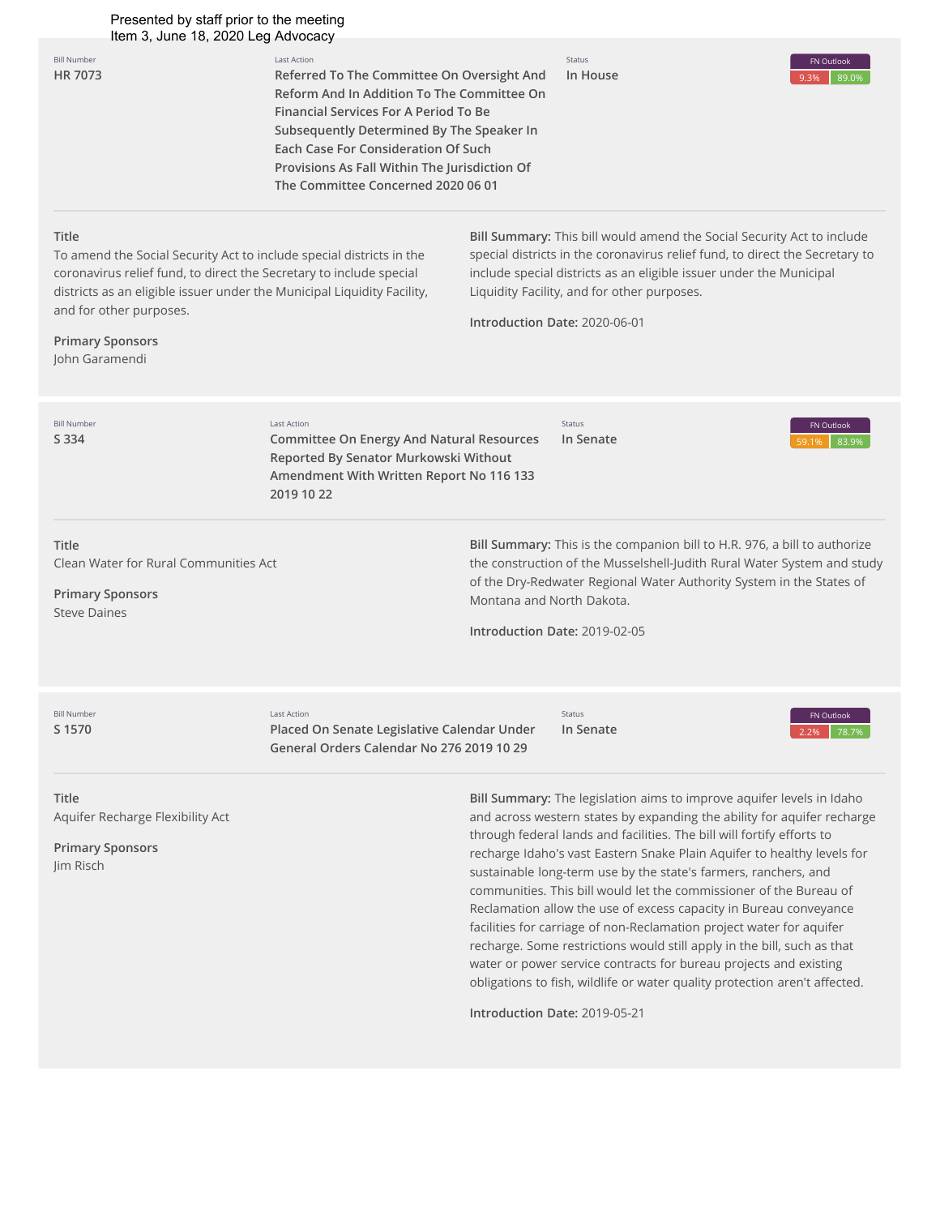Presented by staff prior to the meeting
Item 3, June 18, 2020 Leg Advocacy

| Bill Number | Last Action | Status | FN Outlook |
|---|---|---|---|
| HR 7073 | Referred To The Committee On Oversight And Reform And In Addition To The Committee On Financial Services For A Period To Be Subsequently Determined By The Speaker In Each Case For Consideration Of Such Provisions As Fall Within The Jurisdiction Of The Committee Concerned 2020 06 01 | In House | 9.3% 89.0% |

**Title**
To amend the Social Security Act to include special districts in the coronavirus relief fund, to direct the Secretary to include special districts as an eligible issuer under the Municipal Liquidity Facility, and for other purposes.

**Primary Sponsors**
John Garamendi

**Bill Summary:** This bill would amend the Social Security Act to include special districts in the coronavirus relief fund, to direct the Secretary to include special districts as an eligible issuer under the Municipal Liquidity Facility, and for other purposes.

**Introduction Date:** 2020-06-01

---

| Bill Number | Last Action | Status | FN Outlook |
|---|---|---|---|
| S 334 | Committee On Energy And Natural Resources Reported By Senator Murkowski Without Amendment With Written Report No 116 133 2019 10 22 | In Senate | 59.1% 83.9% |

**Title**
Clean Water for Rural Communities Act

**Primary Sponsors**
Steve Daines

**Bill Summary:** This is the companion bill to H.R. 976, a bill to authorize the construction of the Musselshell-Judith Rural Water System and study of the Dry-Redwater Regional Water Authority System in the States of Montana and North Dakota.

**Introduction Date:** 2019-02-05

---

| Bill Number | Last Action | Status | FN Outlook |
|---|---|---|---|
| S 1570 | Placed On Senate Legislative Calendar Under General Orders Calendar No 276 2019 10 29 | In Senate | 2.2% 78.7% |

**Title**
Aquifer Recharge Flexibility Act

**Primary Sponsors**
Jim Risch

**Bill Summary:** The legislation aims to improve aquifer levels in Idaho and across western states by expanding the ability for aquifer recharge through federal lands and facilities. The bill will fortify efforts to recharge Idaho's vast Eastern Snake Plain Aquifer to healthy levels for sustainable long-term use by the state's farmers, ranchers, and communities. This bill would let the commissioner of the Bureau of Reclamation allow the use of excess capacity in Bureau conveyance facilities for carriage of non-Reclamation project water for aquifer recharge. Some restrictions would still apply in the bill, such as that water or power service contracts for bureau projects and existing obligations to fish, wildlife or water quality protection aren't affected.

**Introduction Date:** 2019-05-21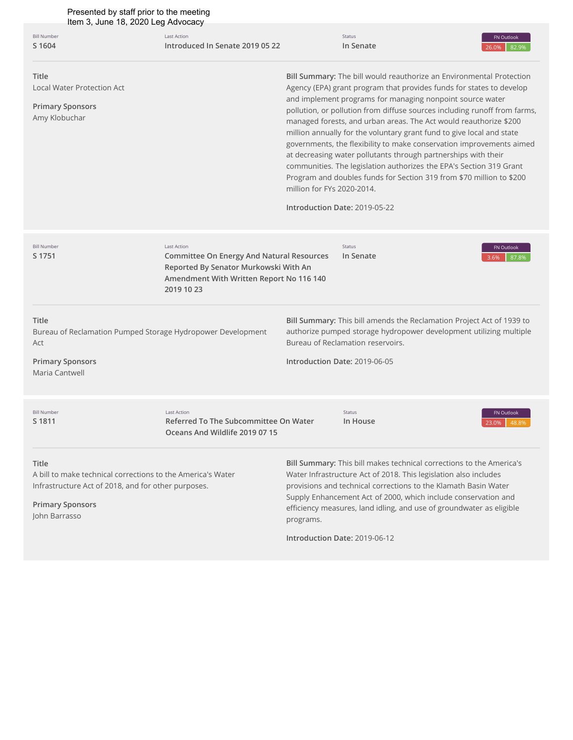Presented by staff prior to the meeting
Item 3, June 18, 2020 Leg Advocacy

| Bill Number | Last Action | Status | FN Outlook |
|---|---|---|---|
| S 1604 | Introduced In Senate 2019 05 22 | In Senate | 26.0% 82.9% |

**Title**
Local Water Protection Act

**Primary Sponsors**
Amy Klobuchar

**Bill Summary:** The bill would reauthorize an Environmental Protection Agency (EPA) grant program that provides funds for states to develop and implement programs for managing nonpoint source water pollution, or pollution from diffuse sources including runoff from farms, managed forests, and urban areas. The Act would reauthorize $200 million annually for the voluntary grant fund to give local and state governments, the flexibility to make conservation improvements aimed at decreasing water pollutants through partnerships with their communities. The legislation authorizes the EPA's Section 319 Grant Program and doubles funds for Section 319 from $70 million to $200 million for FYs 2020-2014.

**Introduction Date:** 2019-05-22

| Bill Number | Last Action | Status | FN Outlook |
|---|---|---|---|
| S 1751 | Committee On Energy And Natural Resources Reported By Senator Murkowski With An Amendment With Written Report No 116 140 2019 10 23 | In Senate | 3.6% 87.8% |

**Title**
Bureau of Reclamation Pumped Storage Hydropower Development Act

**Primary Sponsors**
Maria Cantwell

**Bill Summary:** This bill amends the Reclamation Project Act of 1939 to authorize pumped storage hydropower development utilizing multiple Bureau of Reclamation reservoirs.

**Introduction Date:** 2019-06-05

| Bill Number | Last Action | Status | FN Outlook |
|---|---|---|---|
| S 1811 | Referred To The Subcommittee On Water Oceans And Wildlife 2019 07 15 | In House | 23.0% 48.8% |

**Title**
A bill to make technical corrections to the America's Water Infrastructure Act of 2018, and for other purposes.

**Primary Sponsors**
John Barrasso

**Bill Summary:** This bill makes technical corrections to the America's Water Infrastructure Act of 2018. This legislation also includes provisions and technical corrections to the Klamath Basin Water Supply Enhancement Act of 2000, which include conservation and efficiency measures, land idling, and use of groundwater as eligible programs.

**Introduction Date:** 2019-06-12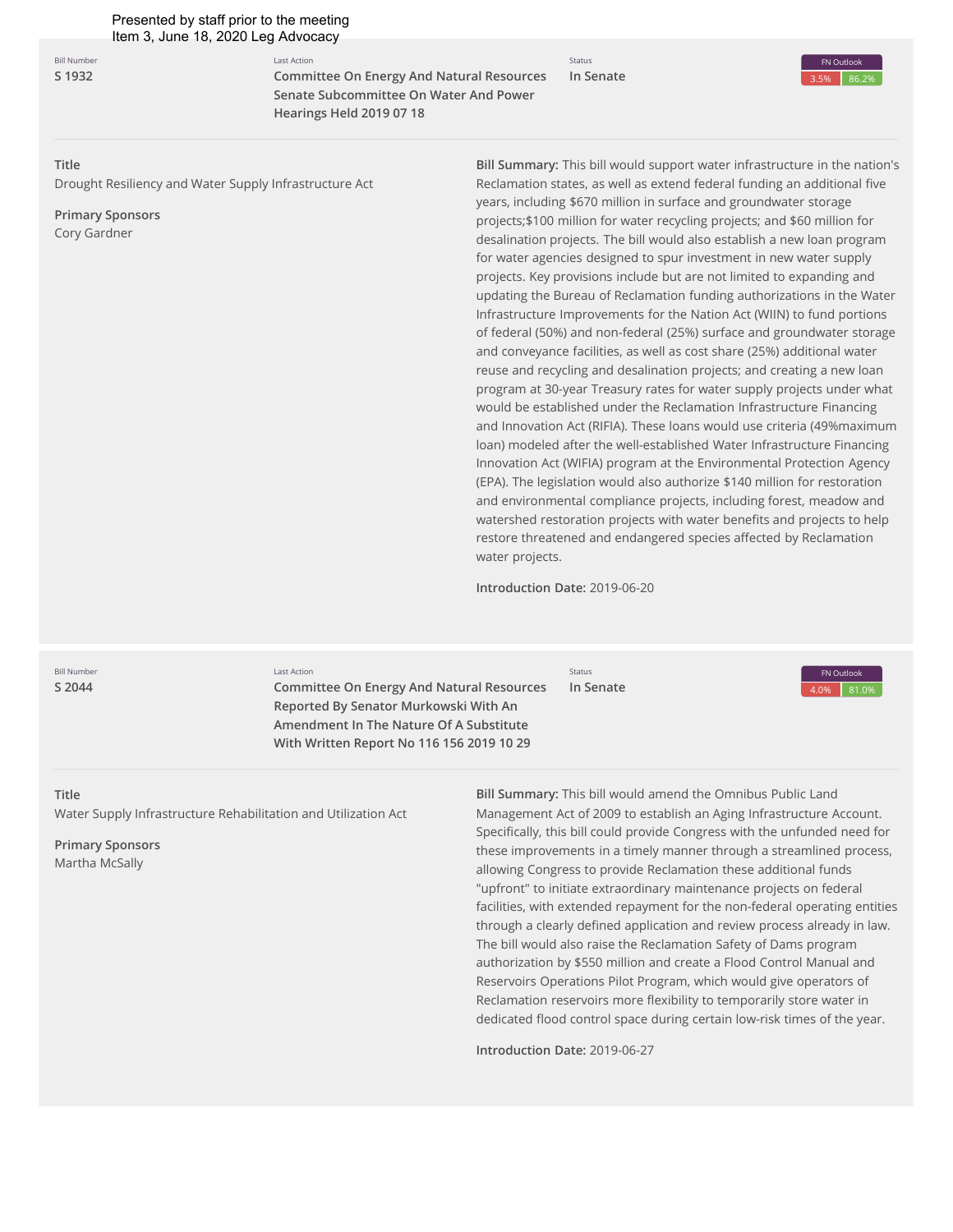Presented by staff prior to the meeting
Item 3, June 18, 2020 Leg Advocacy

| Bill Number | Last Action | Status | FN Outlook |
| --- | --- | --- | --- |
| S 1932 | Committee On Energy And Natural Resources Senate Subcommittee On Water And Power Hearings Held 2019 07 18 | In Senate | 3.5% 86.2% |

**Title**
Drought Resiliency and Water Supply Infrastructure Act

**Primary Sponsors**
Cory Gardner

**Bill Summary:** This bill would support water infrastructure in the nation's Reclamation states, as well as extend federal funding an additional five years, including $670 million in surface and groundwater storage projects;$100 million for water recycling projects; and $60 million for desalination projects. The bill would also establish a new loan program for water agencies designed to spur investment in new water supply projects. Key provisions include but are not limited to expanding and updating the Bureau of Reclamation funding authorizations in the Water Infrastructure Improvements for the Nation Act (WIIN) to fund portions of federal (50%) and non-federal (25%) surface and groundwater storage and conveyance facilities, as well as cost share (25%) additional water reuse and recycling and desalination projects; and creating a new loan program at 30-year Treasury rates for water supply projects under what would be established under the Reclamation Infrastructure Financing and Innovation Act (RIFIA). These loans would use criteria (49%maximum loan) modeled after the well-established Water Infrastructure Financing Innovation Act (WIFIA) program at the Environmental Protection Agency (EPA). The legislation would also authorize $140 million for restoration and environmental compliance projects, including forest, meadow and watershed restoration projects with water benefits and projects to help restore threatened and endangered species affected by Reclamation water projects.

**Introduction Date:** 2019-06-20

| Bill Number | Last Action | Status | FN Outlook |
| --- | --- | --- | --- |
| S 2044 | Committee On Energy And Natural Resources Reported By Senator Murkowski With An Amendment In The Nature Of A Substitute With Written Report No 116 156 2019 10 29 | In Senate | 4.0% 81.0% |

**Title**
Water Supply Infrastructure Rehabilitation and Utilization Act

**Primary Sponsors**
Martha McSally

**Bill Summary:** This bill would amend the Omnibus Public Land Management Act of 2009 to establish an Aging Infrastructure Account. Specifically, this bill could provide Congress with the unfunded need for these improvements in a timely manner through a streamlined process, allowing Congress to provide Reclamation these additional funds "upfront" to initiate extraordinary maintenance projects on federal facilities, with extended repayment for the non-federal operating entities through a clearly defined application and review process already in law. The bill would also raise the Reclamation Safety of Dams program authorization by $550 million and create a Flood Control Manual and Reservoirs Operations Pilot Program, which would give operators of Reclamation reservoirs more flexibility to temporarily store water in dedicated flood control space during certain low-risk times of the year.

**Introduction Date:** 2019-06-27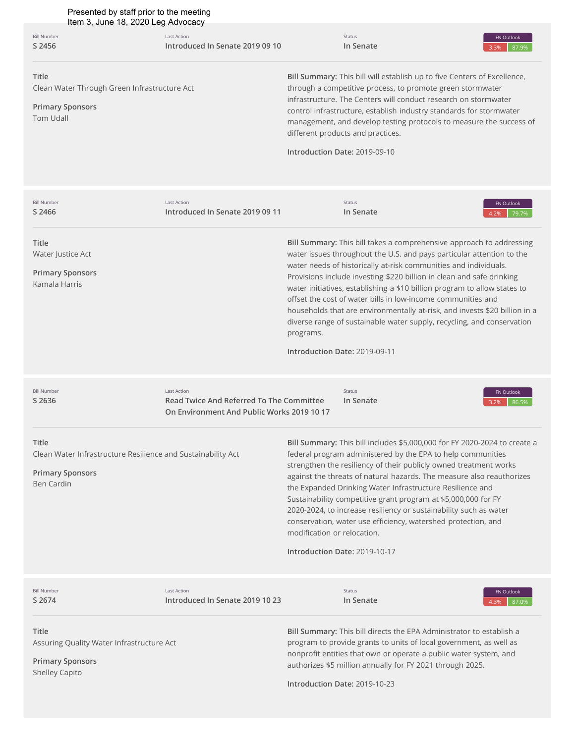Presented by staff prior to the meeting
Item 3, June 18, 2020 Leg Advocacy

| Bill Number | Last Action | Status | FN Outlook |
|---|---|---|---|
| S 2456 | Introduced In Senate 2019 09 10 | In Senate | 3.3% 87.9% |

**Title**
Clean Water Through Green Infrastructure Act

**Primary Sponsors**
Tom Udall

**Bill Summary:** This bill will establish up to five Centers of Excellence, through a competitive process, to promote green stormwater infrastructure. The Centers will conduct research on stormwater control infrastructure, establish industry standards for stormwater management, and develop testing protocols to measure the success of different products and practices.

**Introduction Date:** 2019-09-10

---

| Bill Number | Last Action | Status | FN Outlook |
|---|---|---|---|
| S 2466 | Introduced In Senate 2019 09 11 | In Senate | 4.2% 79.7% |

**Title**
Water Justice Act

**Primary Sponsors**
Kamala Harris

**Bill Summary:** This bill takes a comprehensive approach to addressing water issues throughout the U.S. and pays particular attention to the water needs of historically at-risk communities and individuals. Provisions include investing $220 billion in clean and safe drinking water initiatives, establishing a $10 billion program to allow states to offset the cost of water bills in low-income communities and households that are environmentally at-risk, and invests $20 billion in a diverse range of sustainable water supply, recycling, and conservation programs.

**Introduction Date:** 2019-09-11

---

| Bill Number | Last Action | Status | FN Outlook |
|---|---|---|---|
| S 2636 | Read Twice And Referred To The Committee On Environment And Public Works 2019 10 17 | In Senate | 3.2% 86.5% |

**Title**
Clean Water Infrastructure Resilience and Sustainability Act

**Primary Sponsors**
Ben Cardin

**Bill Summary:** This bill includes $5,000,000 for FY 2020-2024 to create a federal program administered by the EPA to help communities strengthen the resiliency of their publicly owned treatment works against the threats of natural hazards. The measure also reauthorizes the Expanded Drinking Water Infrastructure Resilience and Sustainability competitive grant program at $5,000,000 for FY 2020-2024, to increase resiliency or sustainability such as water conservation, water use efficiency, watershed protection, and modification or relocation.

**Introduction Date:** 2019-10-17

---

| Bill Number | Last Action | Status | FN Outlook |
|---|---|---|---|
| S 2674 | Introduced In Senate 2019 10 23 | In Senate | 4.3% 87.0% |

**Title**
Assuring Quality Water Infrastructure Act

**Primary Sponsors**
Shelley Capito

**Bill Summary:** This bill directs the EPA Administrator to establish a program to provide grants to units of local government, as well as nonprofit entities that own or operate a public water system, and authorizes $5 million annually for FY 2021 through 2025.

**Introduction Date:** 2019-10-23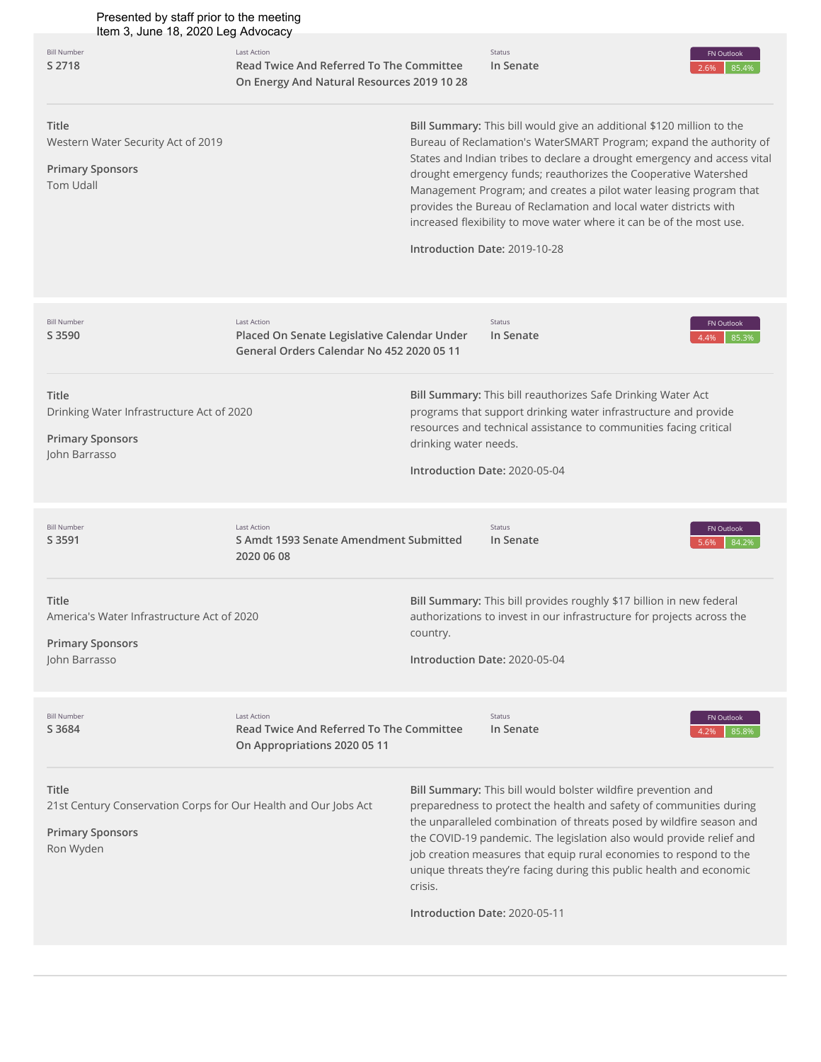Presented by staff prior to the meeting
Item 3, June 18, 2020 Leg Advocacy

| Bill Number | Last Action | Status | FN Outlook |
| --- | --- | --- | --- |
| S 2718 | Read Twice And Referred To The Committee On Energy And Natural Resources 2019 10 28 | In Senate | 2.6% 85.4% |

**Title**
Western Water Security Act of 2019

**Primary Sponsors**
Tom Udall

**Bill Summary:** This bill would give an additional $120 million to the Bureau of Reclamation's WaterSMART Program; expand the authority of States and Indian tribes to declare a drought emergency and access vital drought emergency funds; reauthorizes the Cooperative Watershed Management Program; and creates a pilot water leasing program that provides the Bureau of Reclamation and local water districts with increased flexibility to move water where it can be of the most use.

**Introduction Date:** 2019-10-28

---

| Bill Number | Last Action | Status | FN Outlook |
| --- | --- | --- | --- |
| S 3590 | Placed On Senate Legislative Calendar Under General Orders Calendar No 452 2020 05 11 | In Senate | 4.4% 85.3% |

**Title**
Drinking Water Infrastructure Act of 2020

**Primary Sponsors**
John Barrasso

**Bill Summary:** This bill reauthorizes Safe Drinking Water Act programs that support drinking water infrastructure and provide resources and technical assistance to communities facing critical drinking water needs.

**Introduction Date:** 2020-05-04

---

| Bill Number | Last Action | Status | FN Outlook |
| --- | --- | --- | --- |
| S 3591 | S Amdt 1593 Senate Amendment Submitted 2020 06 08 | In Senate | 5.6% 84.2% |

**Title**
America's Water Infrastructure Act of 2020

**Primary Sponsors**
John Barrasso

**Bill Summary:** This bill provides roughly $17 billion in new federal authorizations to invest in our infrastructure for projects across the country.

**Introduction Date:** 2020-05-04

---

| Bill Number | Last Action | Status | FN Outlook |
| --- | --- | --- | --- |
| S 3684 | Read Twice And Referred To The Committee On Appropriations 2020 05 11 | In Senate | 4.2% 85.8% |

**Title**
21st Century Conservation Corps for Our Health and Our Jobs Act

**Primary Sponsors**
Ron Wyden

**Bill Summary:** This bill would bolster wildfire prevention and preparedness to protect the health and safety of communities during the unparalleled combination of threats posed by wildfire season and the COVID-19 pandemic. The legislation also would provide relief and job creation measures that equip rural economies to respond to the unique threats they're facing during this public health and economic crisis.

**Introduction Date:** 2020-05-11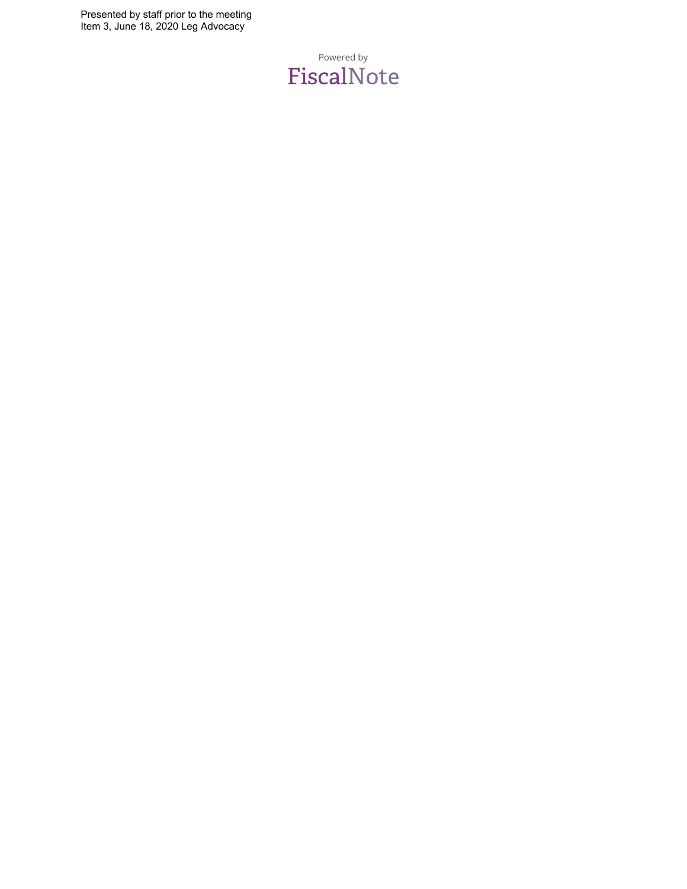Powered by

FiscalNote